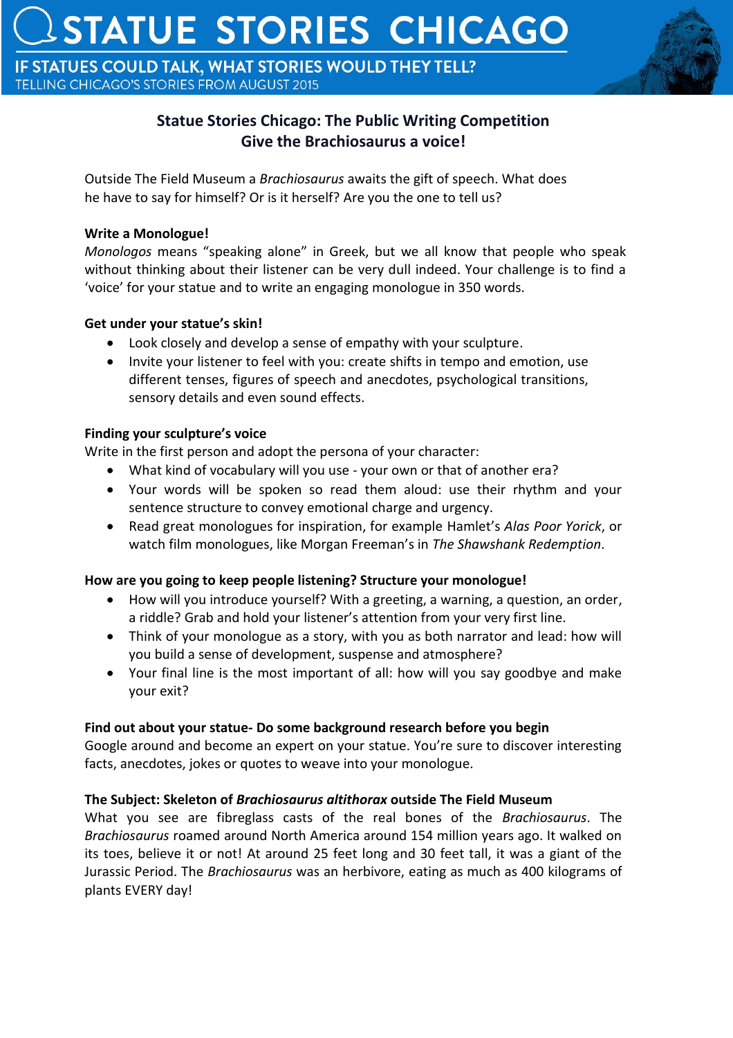# STATUE STORIES CHICAGO

**IF STATUES COULD TALK, WHAT STORIES WOULD THEY TELL?**
TELLING CHICAGO'S STORIES FROM AUGUST 2015

## Statue Stories Chicago: The Public Writing Competition
## Give the Brachiosaurus a voice!

Outside The Field Museum a *Brachiosaurus* awaits the gift of speech. What does he have to say for himself? Or is it herself? Are you the one to tell us?

**Write a Monologue!**
*Monologos* means "speaking alone" in Greek, but we all know that people who speak without thinking about their listener can be very dull indeed. Your challenge is to find a 'voice' for your statue and to write an engaging monologue in 350 words.

**Get under your statue's skin!**

- Look closely and develop a sense of empathy with your sculpture.
- Invite your listener to feel with you: create shifts in tempo and emotion, use different tenses, figures of speech and anecdotes, psychological transitions, sensory details and even sound effects.

**Finding your sculpture's voice**
Write in the first person and adopt the persona of your character:

- What kind of vocabulary will you use - your own or that of another era?
- Your words will be spoken so read them aloud: use their rhythm and your sentence structure to convey emotional charge and urgency.
- Read great monologues for inspiration, for example Hamlet's *Alas Poor Yorick*, or watch film monologues, like Morgan Freeman's in *The Shawshank Redemption*.

**How are you going to keep people listening? Structure your monologue!**

- How will you introduce yourself? With a greeting, a warning, a question, an order, a riddle? Grab and hold your listener's attention from your very first line.
- Think of your monologue as a story, with you as both narrator and lead: how will you build a sense of development, suspense and atmosphere?
- Your final line is the most important of all: how will you say goodbye and make your exit?

**Find out about your statue- Do some background research before you begin**
Google around and become an expert on your statue. You're sure to discover interesting facts, anecdotes, jokes or quotes to weave into your monologue.

**The Subject: Skeleton of *Brachiosaurus altithorax* outside The Field Museum**
What you see are fibreglass casts of the real bones of the *Brachiosaurus*. The *Brachiosaurus* roamed around North America around 154 million years ago. It walked on its toes, believe it or not! At around 25 feet long and 30 feet tall, it was a giant of the Jurassic Period. The *Brachiosaurus* was an herbivore, eating as much as 400 kilograms of plants EVERY day!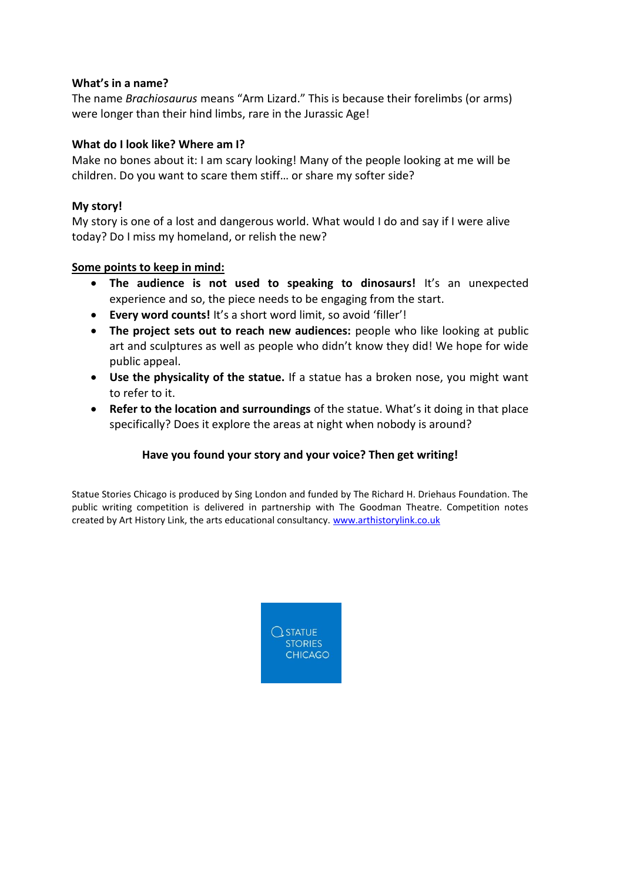**What's in a name?**

The name *Brachiosaurus* means "Arm Lizard." This is because their forelimbs (or arms) were longer than their hind limbs, rare in the Jurassic Age!

**What do I look like? Where am I?**

Make no bones about it: I am scary looking! Many of the people looking at me will be children. Do you want to scare them stiff… or share my softer side?

**My story!**

My story is one of a lost and dangerous world. What would I do and say if I were alive today? Do I miss my homeland, or relish the new?

**Some points to keep in mind:**

- **The audience is not used to speaking to dinosaurs!** It's an unexpected experience and so, the piece needs to be engaging from the start.
- **Every word counts!** It's a short word limit, so avoid 'filler'!
- **The project sets out to reach new audiences:** people who like looking at public art and sculptures as well as people who didn't know they did! We hope for wide public appeal.
- **Use the physicality of the statue.** If a statue has a broken nose, you might want to refer to it.
- **Refer to the location and surroundings** of the statue. What's it doing in that place specifically? Does it explore the areas at night when nobody is around?

**Have you found your story and your voice? Then get writing!**

Statue Stories Chicago is produced by Sing London and funded by The Richard H. Driehaus Foundation. The public writing competition is delivered in partnership with The Goodman Theatre. Competition notes created by Art History Link, the arts educational consultancy. www.arthistorylink.co.uk

STATUE STORIES CHICAGO